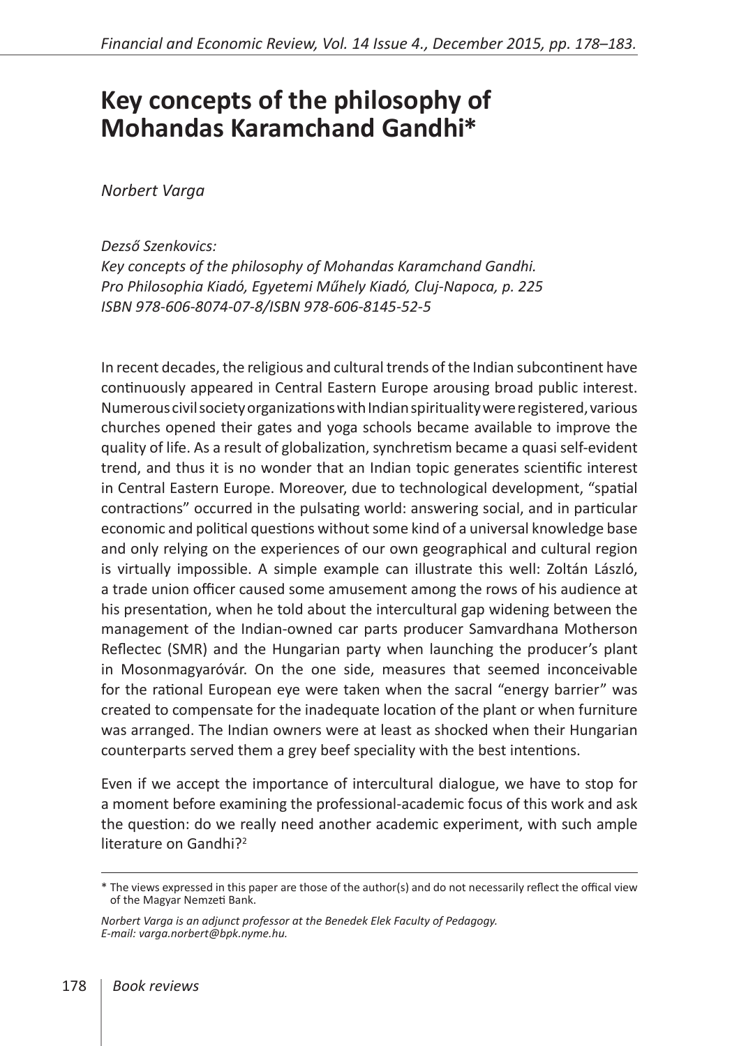# Key concepts of the philosophy of Mohandas Karamchand Gandhi*

*Norbert Varga*

*Dezső Szenkovics:*
*Key concepts of the philosophy of Mohandas Karamchand Gandhi.*
*Pro Philosophia Kiadó, Egyetemi Műhely Kiadó, Cluj-Napoca, p. 225*
*ISBN 978-606-8074-07-8/ISBN 978-606-8145-52-5*

In recent decades, the religious and cultural trends of the Indian subcontinent have continuously appeared in Central Eastern Europe arousing broad public interest. Numerous civil society organizations with Indian spirituality were registered, various churches opened their gates and yoga schools became available to improve the quality of life. As a result of globalization, synchretism became a quasi self-evident trend, and thus it is no wonder that an Indian topic generates scientific interest in Central Eastern Europe. Moreover, due to technological development, "spatial contractions" occurred in the pulsating world: answering social, and in particular economic and political questions without some kind of a universal knowledge base and only relying on the experiences of our own geographical and cultural region is virtually impossible. A simple example can illustrate this well: Zoltán László, a trade union officer caused some amusement among the rows of his audience at his presentation, when he told about the intercultural gap widening between the management of the Indian-owned car parts producer Samvardhana Motherson Reflectec (SMR) and the Hungarian party when launching the producer's plant in Mosonmagyaróvár. On the one side, measures that seemed inconceivable for the rational European eye were taken when the sacral "energy barrier" was created to compensate for the inadequate location of the plant or when furniture was arranged. The Indian owners were at least as shocked when their Hungarian counterparts served them a grey beef speciality with the best intentions.

Even if we accept the importance of intercultural dialogue, we have to stop for a moment before examining the professional-academic focus of this work and ask the question: do we really need another academic experiment, with such ample literature on Gandhi?[2]

---

\* The views expressed in this paper are those of the author(s) and do not necessarily reflect the offical view of the Magyar Nemzeti Bank.

*Norbert Varga is an adjunct professor at the Benedek Elek Faculty of Pedagogy.*
*E-mail: varga.norbert@bpk.nyme.hu.*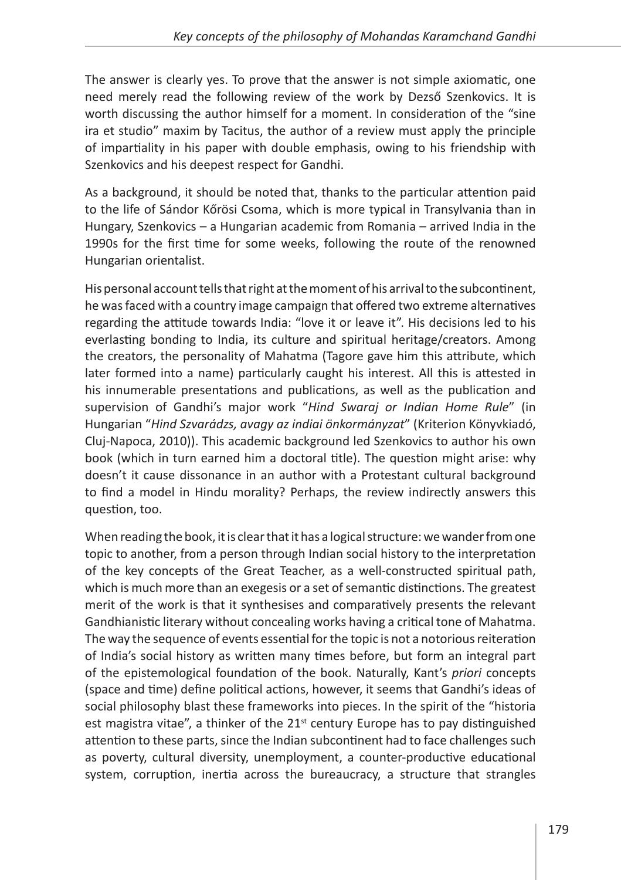The answer is clearly yes. To prove that the answer is not simple axiomatic, one need merely read the following review of the work by Dezső Szenkovics. It is worth discussing the author himself for a moment. In consideration of the "sine ira et studio" maxim by Tacitus, the author of a review must apply the principle of impartiality in his paper with double emphasis, owing to his friendship with Szenkovics and his deepest respect for Gandhi.

As a background, it should be noted that, thanks to the particular attention paid to the life of Sándor Kőrösi Csoma, which is more typical in Transylvania than in Hungary, Szenkovics – a Hungarian academic from Romania – arrived India in the 1990s for the first time for some weeks, following the route of the renowned Hungarian orientalist.

His personal account tells that right at the moment of his arrival to the subcontinent, he was faced with a country image campaign that offered two extreme alternatives regarding the attitude towards India: "love it or leave it". His decisions led to his everlasting bonding to India, its culture and spiritual heritage/creators. Among the creators, the personality of Mahatma (Tagore gave him this attribute, which later formed into a name) particularly caught his interest. All this is attested in his innumerable presentations and publications, as well as the publication and supervision of Gandhi's major work "*Hind Swaraj or Indian Home Rule*" (in Hungarian "*Hind Szvarádzs, avagy az indiai önkormányzat*" (Kriterion Könyvkiadó, Cluj-Napoca, 2010)). This academic background led Szenkovics to author his own book (which in turn earned him a doctoral title). The question might arise: why doesn't it cause dissonance in an author with a Protestant cultural background to find a model in Hindu morality? Perhaps, the review indirectly answers this question, too.

When reading the book, it is clear that it has a logical structure: we wander from one topic to another, from a person through Indian social history to the interpretation of the key concepts of the Great Teacher, as a well-constructed spiritual path, which is much more than an exegesis or a set of semantic distinctions. The greatest merit of the work is that it synthesises and comparatively presents the relevant Gandhianistic literary without concealing works having a critical tone of Mahatma. The way the sequence of events essential for the topic is not a notorious reiteration of India's social history as written many times before, but form an integral part of the epistemological foundation of the book. Naturally, Kant's *priori* concepts (space and time) define political actions, however, it seems that Gandhi's ideas of social philosophy blast these frameworks into pieces. In the spirit of the "historia est magistra vitae", a thinker of the 21st century Europe has to pay distinguished attention to these parts, since the Indian subcontinent had to face challenges such as poverty, cultural diversity, unemployment, a counter-productive educational system, corruption, inertia across the bureaucracy, a structure that strangles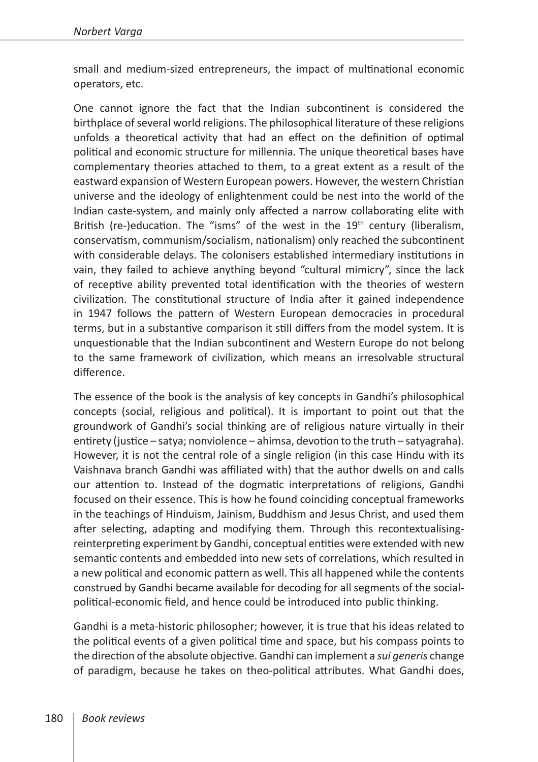small and medium-sized entrepreneurs, the impact of multinational economic operators, etc.

One cannot ignore the fact that the Indian subcontinent is considered the birthplace of several world religions. The philosophical literature of these religions unfolds a theoretical activity that had an effect on the definition of optimal political and economic structure for millennia. The unique theoretical bases have complementary theories attached to them, to a great extent as a result of the eastward expansion of Western European powers. However, the western Christian universe and the ideology of enlightenment could be nest into the world of the Indian caste-system, and mainly only affected a narrow collaborating elite with British (re-)education. The "isms" of the west in the 19th century (liberalism, conservatism, communism/socialism, nationalism) only reached the subcontinent with considerable delays. The colonisers established intermediary institutions in vain, they failed to achieve anything beyond "cultural mimicry", since the lack of receptive ability prevented total identification with the theories of western civilization. The constitutional structure of India after it gained independence in 1947 follows the pattern of Western European democracies in procedural terms, but in a substantive comparison it still differs from the model system. It is unquestionable that the Indian subcontinent and Western Europe do not belong to the same framework of civilization, which means an irresolvable structural difference.

The essence of the book is the analysis of key concepts in Gandhi's philosophical concepts (social, religious and political). It is important to point out that the groundwork of Gandhi's social thinking are of religious nature virtually in their entirety (justice – satya; nonviolence – ahimsa, devotion to the truth – satyagraha). However, it is not the central role of a single religion (in this case Hindu with its Vaishnava branch Gandhi was affiliated with) that the author dwells on and calls our attention to. Instead of the dogmatic interpretations of religions, Gandhi focused on their essence. This is how he found coinciding conceptual frameworks in the teachings of Hinduism, Jainism, Buddhism and Jesus Christ, and used them after selecting, adapting and modifying them. Through this recontextualising-reinterpreting experiment by Gandhi, conceptual entities were extended with new semantic contents and embedded into new sets of correlations, which resulted in a new political and economic pattern as well. This all happened while the contents construed by Gandhi became available for decoding for all segments of the social-political-economic field, and hence could be introduced into public thinking.

Gandhi is a meta-historic philosopher; however, it is true that his ideas related to the political events of a given political time and space, but his compass points to the direction of the absolute objective. Gandhi can implement a *sui generis* change of paradigm, because he takes on theo-political attributes. What Gandhi does,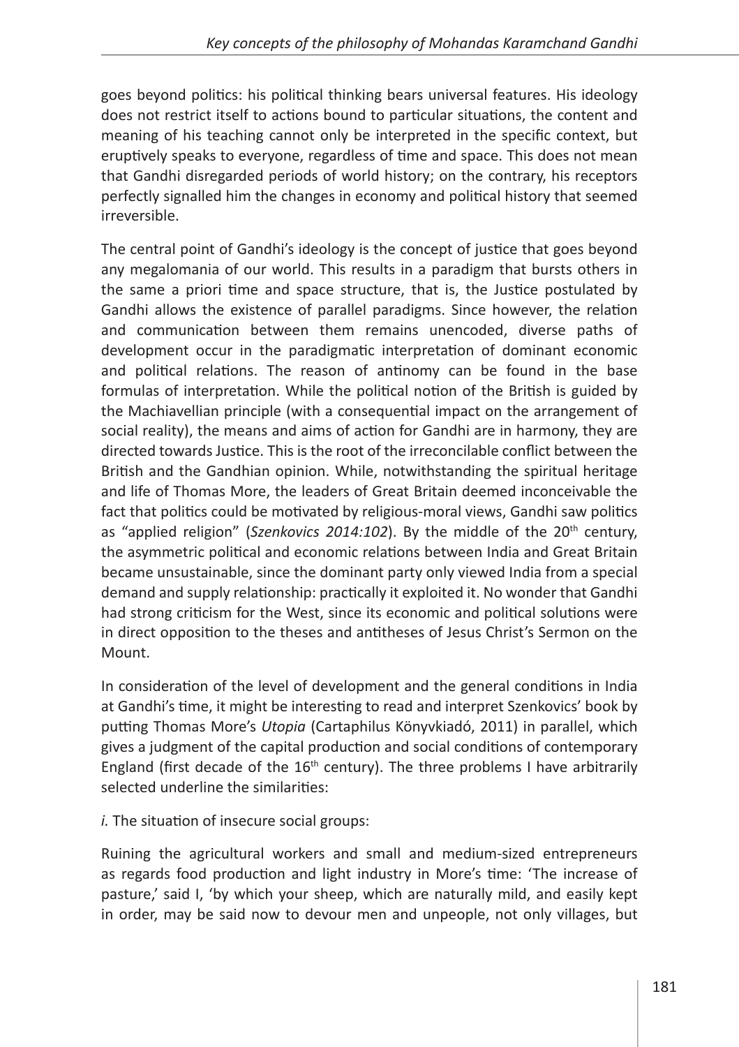goes beyond politics: his political thinking bears universal features. His ideology does not restrict itself to actions bound to particular situations, the content and meaning of his teaching cannot only be interpreted in the specific context, but eruptively speaks to everyone, regardless of time and space. This does not mean that Gandhi disregarded periods of world history; on the contrary, his receptors perfectly signalled him the changes in economy and political history that seemed irreversible.

The central point of Gandhi's ideology is the concept of justice that goes beyond any megalomania of our world. This results in a paradigm that bursts others in the same a priori time and space structure, that is, the Justice postulated by Gandhi allows the existence of parallel paradigms. Since however, the relation and communication between them remains unencoded, diverse paths of development occur in the paradigmatic interpretation of dominant economic and political relations. The reason of antinomy can be found in the base formulas of interpretation. While the political notion of the British is guided by the Machiavellian principle (with a consequential impact on the arrangement of social reality), the means and aims of action for Gandhi are in harmony, they are directed towards Justice. This is the root of the irreconcilable conflict between the British and the Gandhian opinion. While, notwithstanding the spiritual heritage and life of Thomas More, the leaders of Great Britain deemed inconceivable the fact that politics could be motivated by religious-moral views, Gandhi saw politics as "applied religion" (*Szenkovics 2014:102*). By the middle of the 20th century, the asymmetric political and economic relations between India and Great Britain became unsustainable, since the dominant party only viewed India from a special demand and supply relationship: practically it exploited it. No wonder that Gandhi had strong criticism for the West, since its economic and political solutions were in direct opposition to the theses and antitheses of Jesus Christ's Sermon on the Mount.

In consideration of the level of development and the general conditions in India at Gandhi's time, it might be interesting to read and interpret Szenkovics' book by putting Thomas More's *Utopia* (Cartaphilus Könyvkiadó, 2011) in parallel, which gives a judgment of the capital production and social conditions of contemporary England (first decade of the 16th century). The three problems I have arbitrarily selected underline the similarities:

*i.* The situation of insecure social groups:

Ruining the agricultural workers and small and medium-sized entrepreneurs as regards food production and light industry in More's time: 'The increase of pasture,' said I, 'by which your sheep, which are naturally mild, and easily kept in order, may be said now to devour men and unpeople, not only villages, but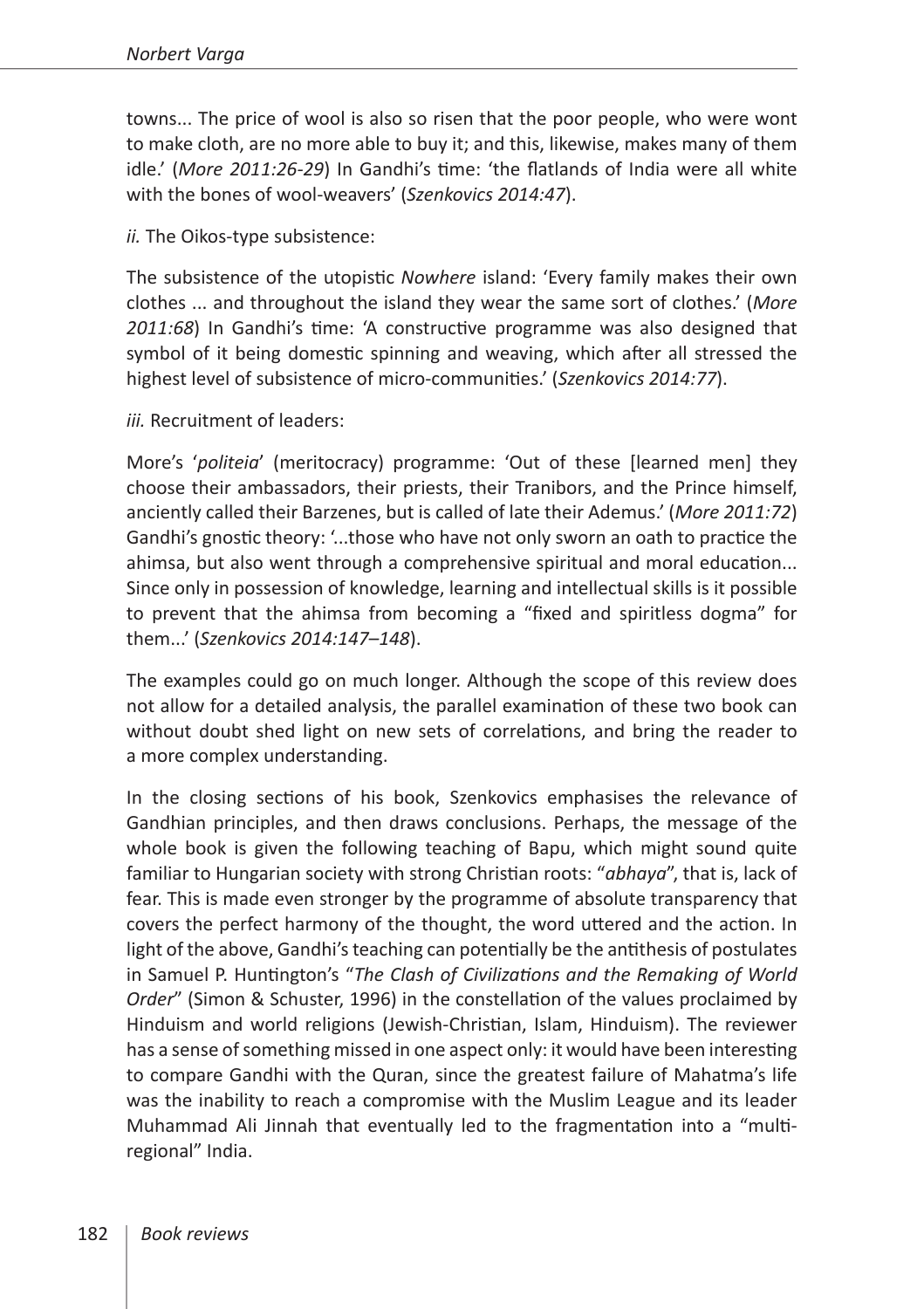towns... The price of wool is also so risen that the poor people, who were wont to make cloth, are no more able to buy it; and this, likewise, makes many of them idle.' (*More 2011:26-29*) In Gandhi's time: 'the flatlands of India were all white with the bones of wool-weavers' (*Szenkovics 2014:47*).

*ii.* The Oikos-type subsistence:

The subsistence of the utopistic *Nowhere* island: 'Every family makes their own clothes ... and throughout the island they wear the same sort of clothes.' (*More 2011:68*) In Gandhi's time: 'A constructive programme was also designed that symbol of it being domestic spinning and weaving, which after all stressed the highest level of subsistence of micro-communities.' (*Szenkovics 2014:77*).

*iii.* Recruitment of leaders:

More's '*politeia*' (meritocracy) programme: 'Out of these [learned men] they choose their ambassadors, their priests, their Tranibors, and the Prince himself, anciently called their Barzenes, but is called of late their Ademus.' (*More 2011:72*) Gandhi's gnostic theory: '...those who have not only sworn an oath to practice the ahimsa, but also went through a comprehensive spiritual and moral education... Since only in possession of knowledge, learning and intellectual skills is it possible to prevent that the ahimsa from becoming a "fixed and spiritless dogma" for them...' (*Szenkovics 2014:147–148*).

The examples could go on much longer. Although the scope of this review does not allow for a detailed analysis, the parallel examination of these two book can without doubt shed light on new sets of correlations, and bring the reader to a more complex understanding.

In the closing sections of his book, Szenkovics emphasises the relevance of Gandhian principles, and then draws conclusions. Perhaps, the message of the whole book is given the following teaching of Bapu, which might sound quite familiar to Hungarian society with strong Christian roots: "*abhaya*", that is, lack of fear. This is made even stronger by the programme of absolute transparency that covers the perfect harmony of the thought, the word uttered and the action. In light of the above, Gandhi's teaching can potentially be the antithesis of postulates in Samuel P. Huntington's "*The Clash of Civilizations and the Remaking of World Order*" (Simon & Schuster, 1996) in the constellation of the values proclaimed by Hinduism and world religions (Jewish-Christian, Islam, Hinduism). The reviewer has a sense of something missed in one aspect only: it would have been interesting to compare Gandhi with the Quran, since the greatest failure of Mahatma's life was the inability to reach a compromise with the Muslim League and its leader Muhammad Ali Jinnah that eventually led to the fragmentation into a "multi-regional" India.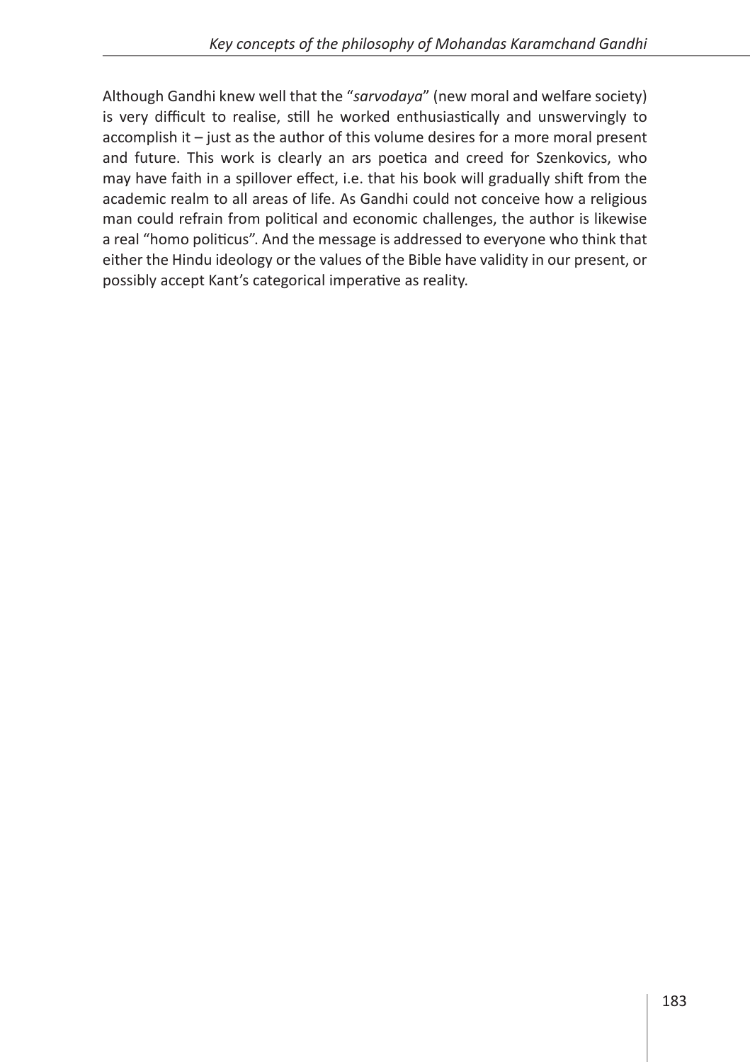Although Gandhi knew well that the "*sarvodaya*" (new moral and welfare society) is very difficult to realise, still he worked enthusiastically and unswervingly to accomplish it – just as the author of this volume desires for a more moral present and future. This work is clearly an ars poetica and creed for Szenkovics, who may have faith in a spillover effect, i.e. that his book will gradually shift from the academic realm to all areas of life. As Gandhi could not conceive how a religious man could refrain from political and economic challenges, the author is likewise a real "homo politicus". And the message is addressed to everyone who think that either the Hindu ideology or the values of the Bible have validity in our present, or possibly accept Kant's categorical imperative as reality.